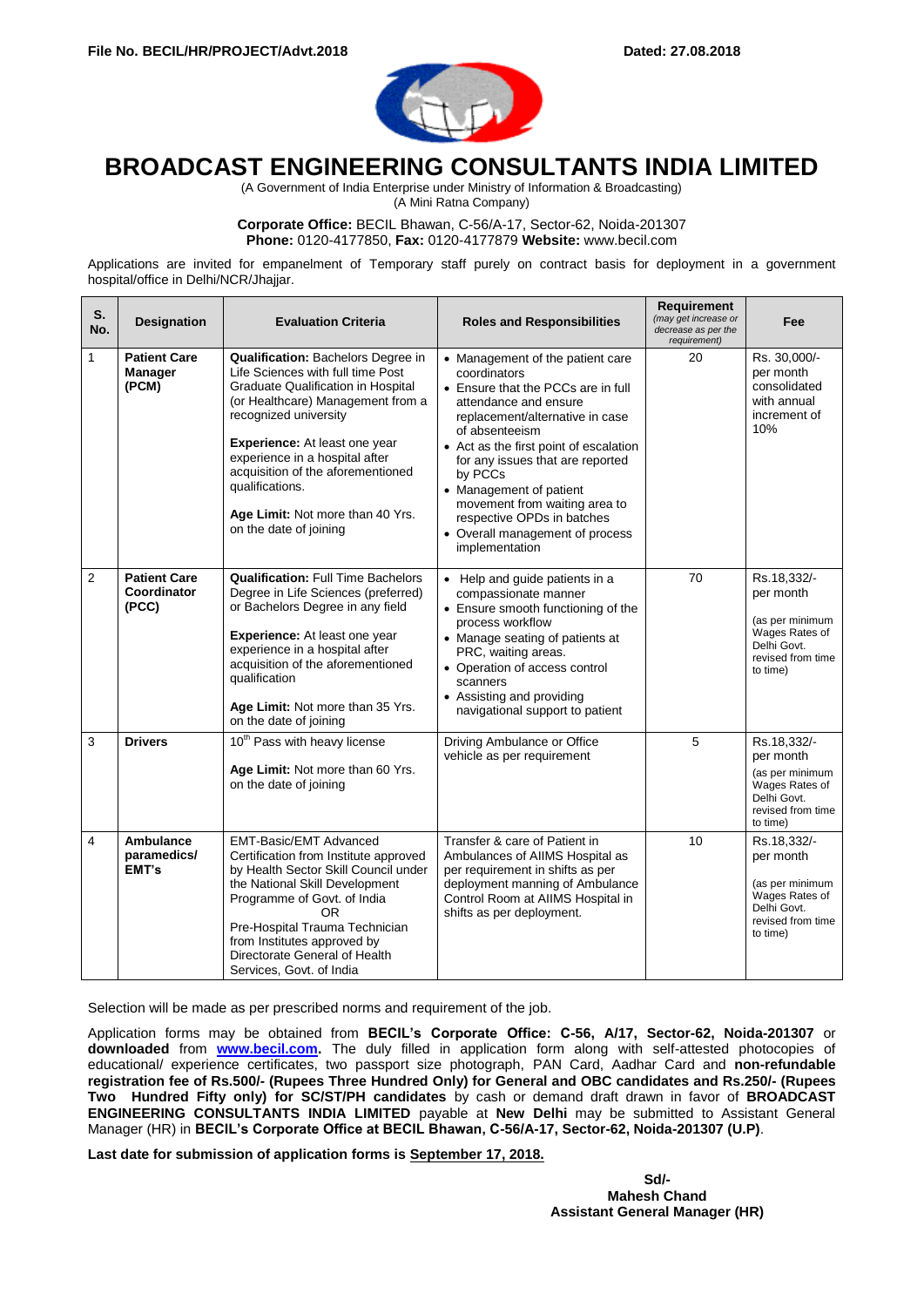**File No. BECIL/HR/PROJECT/Advt.2018** **Dated: 27.08.2018**

# BROADCAST ENGINEERING CONSULTANTS INDIA LIMITED

(A Government of India Enterprise under Ministry of Information & Broadcasting)
(A Mini Ratna Company)

**Corporate Office:** BECIL Bhawan, C-56/A-17, Sector-62, Noida-201307
**Phone:** 0120-4177850, **Fax:** 0120-4177879 **Website:** www.becil.com

Applications are invited for empanelment of Temporary staff purely on contract basis for deployment in a government hospital/office in Delhi/NCR/Jhajjar.

| S. No. | Designation | Evaluation Criteria | Roles and Responsibilities | Requirement *(may get increase or decrease as per the requirement)* | Fee |
|---|---|---|---|---|---|
| 1 | **Patient Care Manager (PCM)** | **Qualification:** Bachelors Degree in Life Sciences with full time Post Graduate Qualification in Hospital (or Healthcare) Management from a recognized university<br><br>**Experience:** At least one year experience in a hospital after acquisition of the aforementioned qualifications.<br><br>**Age Limit:** Not more than 40 Yrs. on the date of joining | • Management of the patient care coordinators<br>• Ensure that the PCCs are in full attendance and ensure replacement/alternative in case of absenteeism<br>• Act as the first point of escalation for any issues that are reported by PCCs<br>• Management of patient movement from waiting area to respective OPDs in batches<br>• Overall management of process implementation | 20 | Rs. 30,000/- per month consolidated with annual increment of 10% |
| 2 | **Patient Care Coordinator (PCC)** | **Qualification:** Full Time Bachelors Degree in Life Sciences (preferred) or Bachelors Degree in any field<br><br>**Experience:** At least one year experience in a hospital after acquisition of the aforementioned qualification<br><br>**Age Limit:** Not more than 35 Yrs. on the date of joining | • Help and guide patients in a compassionate manner<br>• Ensure smooth functioning of the process workflow<br>• Manage seating of patients at PRC, waiting areas.<br>• Operation of access control scanners<br>• Assisting and providing navigational support to patient | 70 | Rs.18,332/- per month<br><br>(as per minimum Wages Rates of Delhi Govt. revised from time to time) |
| 3 | **Drivers** | 10th Pass with heavy license<br><br>**Age Limit:** Not more than 60 Yrs. on the date of joining | Driving Ambulance or Office vehicle as per requirement | 5 | Rs.18,332/- per month<br>(as per minimum Wages Rates of Delhi Govt. revised from time to time) |
| 4 | **Ambulance paramedics/ EMT's** | EMT-Basic/EMT Advanced Certification from Institute approved by Health Sector Skill Council under the National Skill Development Programme of Govt. of India<br>OR<br>Pre-Hospital Trauma Technician from Institutes approved by Directorate General of Health Services, Govt. of India | Transfer & care of Patient in Ambulances of AIIMS Hospital as per requirement in shifts as per deployment manning of Ambulance Control Room at AIIMS Hospital in shifts as per deployment. | 10 | Rs.18,332/- per month<br><br>(as per minimum Wages Rates of Delhi Govt. revised from time to time) |

Selection will be made as per prescribed norms and requirement of the job.

Application forms may be obtained from **BECIL's Corporate Office: C-56, A/17, Sector-62, Noida-201307** or **downloaded** from **www.becil.com.** The duly filled in application form along with self-attested photocopies of educational/ experience certificates, two passport size photograph, PAN Card, Aadhar Card and **non-refundable registration fee of Rs.500/- (Rupees Three Hundred Only) for General and OBC candidates and Rs.250/- (Rupees Two Hundred Fifty only) for SC/ST/PH candidates** by cash or demand draft drawn in favor of **BROADCAST ENGINEERING CONSULTANTS INDIA LIMITED** payable at **New Delhi** may be submitted to Assistant General Manager (HR) in **BECIL's Corporate Office at BECIL Bhawan, C-56/A-17, Sector-62, Noida-201307 (U.P)**.

**Last date for submission of application forms is September 17, 2018.**

**Sd/-**
**Mahesh Chand**
**Assistant General Manager (HR)**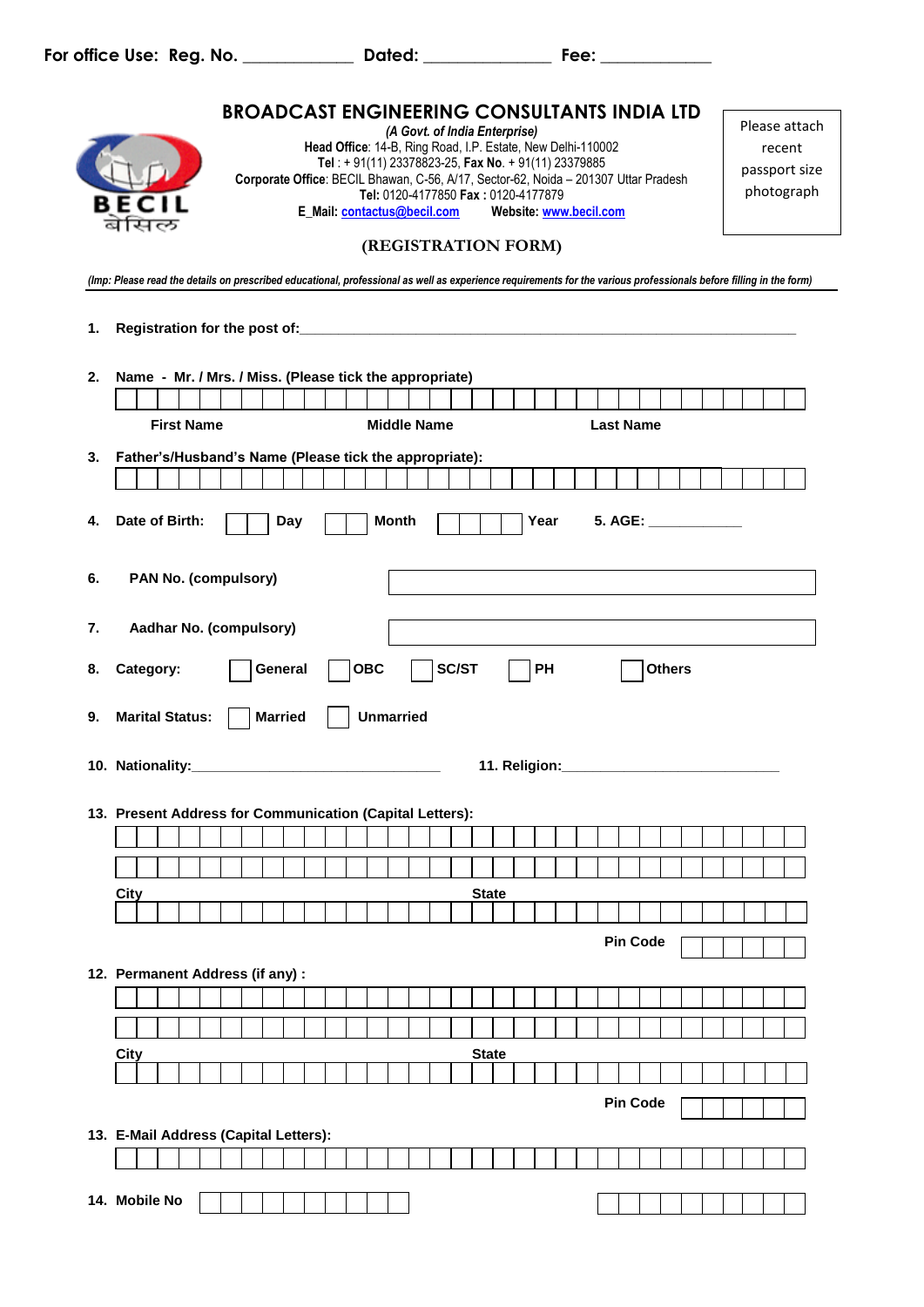For office Use: Reg. No. ____________ Dated: ______________ Fee: ____________

# BROADCAST ENGINEERING CONSULTANTS INDIA LTD

*(A Govt. of India Enterprise)*

**Head Office**: 14-B, Ring Road, I.P. Estate, New Delhi-110002
**Tel** : + 91(11) 23378823-25, **Fax No.** + 91(11) 23379885
**Corporate Office**: BECIL Bhawan, C-56, A/17, Sector-62, Noida – 201307 Uttar Pradesh
**Tel:** 0120-4177850 **Fax :** 0120-4177879
**E_Mail:** contactus@becil.com **Website:** www.becil.com

BECIL
बेसिल

Please attach recent passport size photograph

## (REGISTRATION FORM)

*(Imp: Please read the details on prescribed educational, professional as well as experience requirements for the various professionals before filling in the form)*

**1. Registration for the post of:**_________________________________________________________________

**2. Name - Mr. / Mrs. / Miss. (Please tick the appropriate)**

**First Name** **Middle Name** **Last Name**

**3. Father's/Husband's Name (Please tick the appropriate):**

**4. Date of Birth:** ☐☐ **Day** ☐☐ **Month** ☐☐☐☐ **Year** **5. AGE:** ___________

**6. PAN No. (compulsory)**

**7. Aadhar No. (compulsory)**

**8. Category:** ☐ **General** ☐ **OBC** ☐ **SC/ST** ☐ **PH** ☐ **Others**

**9. Marital Status:** ☐ **Married** ☐ **Unmarried**

**10. Nationality:**______________________________ **11. Religion:**____________________________

**13. Present Address for Communication (Capital Letters):**

**City** **State**

**Pin Code**

**12. Permanent Address (if any) :**

**City** **State**

**Pin Code**

**13. E-Mail Address (Capital Letters):**

**14. Mobile No**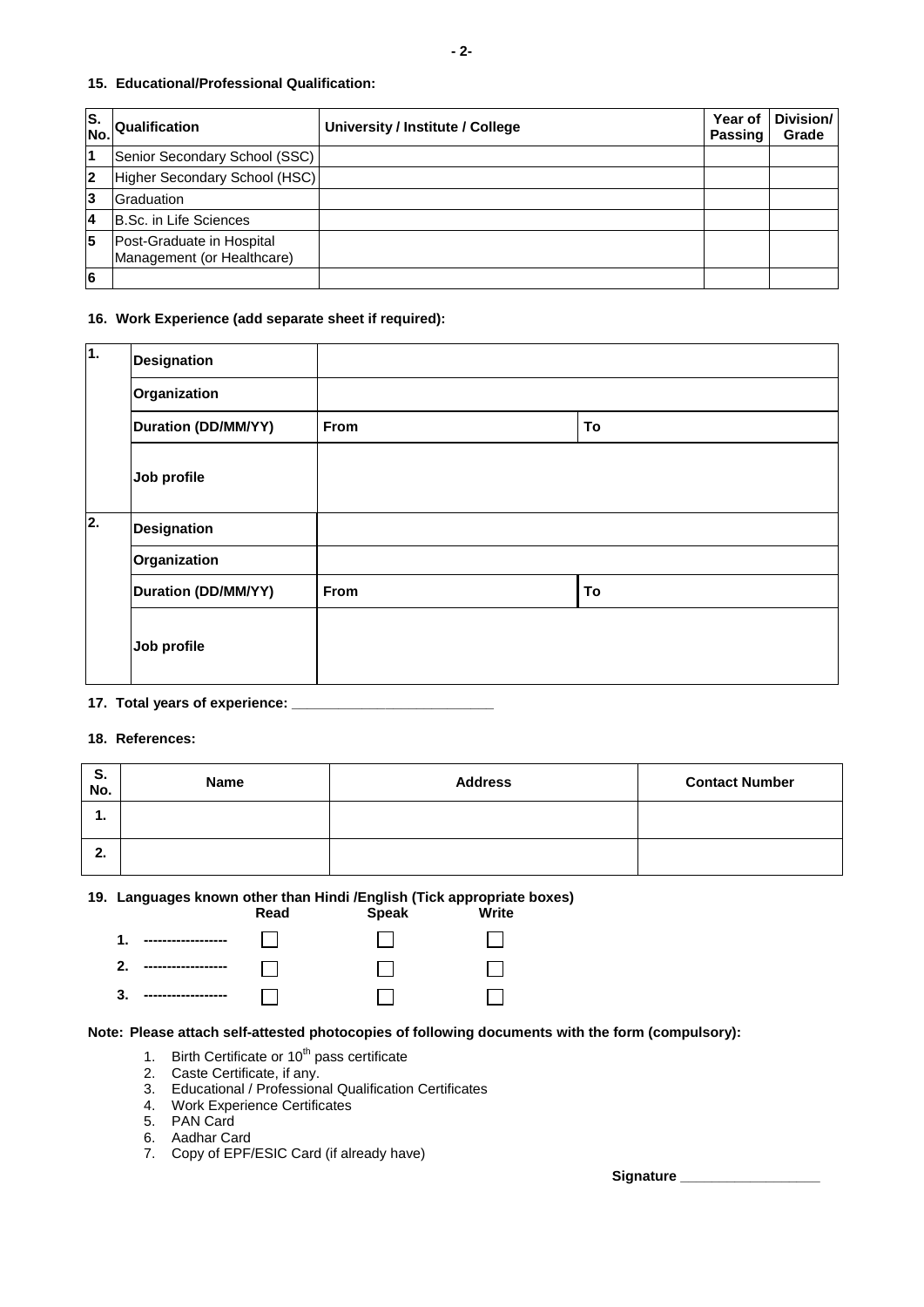**15. Educational/Professional Qualification:**

| S. No. | Qualification | University / Institute / College | Year of Passing | Division/ Grade |
|---|---|---|---|---|
| 1 | Senior Secondary School (SSC) | | | |
| 2 | Higher Secondary School (HSC) | | | |
| 3 | Graduation | | | |
| 4 | B.Sc. in Life Sciences | | | |
| 5 | Post-Graduate in Hospital Management (or Healthcare) | | | |
| 6 | | | | |

**16. Work Experience (add separate sheet if required):**

| | | | |
|---|---|---|---|
| 1. | **Designation** | | |
| | **Organization** | | |
| | **Duration (DD/MM/YY)** | **From** | **To** |
| | **Job profile** | | |
| 2. | **Designation** | | |
| | **Organization** | | |
| | **Duration (DD/MM/YY)** | **From** | **To** |
| | **Job profile** | | |

**17. Total years of experience: ___________________________**

**18. References:**

| S. No. | Name | Address | Contact Number |
|---|---|---|---|
| 1. | | | |
| 2. | | | |

**19. Languages known other than Hindi /English (Tick appropriate boxes)**

| | Read | Speak | Write |
|---|---|---|---|
| 1. ------------------ | ☐ | ☐ | ☐ |
| 2. ------------------ | ☐ | ☐ | ☐ |
| 3. ------------------ | ☐ | ☐ | ☐ |

**Note: Please attach self-attested photocopies of following documents with the form (compulsory):**

1. Birth Certificate or 10th pass certificate
2. Caste Certificate, if any.
3. Educational / Professional Qualification Certificates
4. Work Experience Certificates
5. PAN Card
6. Aadhar Card
7. Copy of EPF/ESIC Card (if already have)

**Signature __________________**